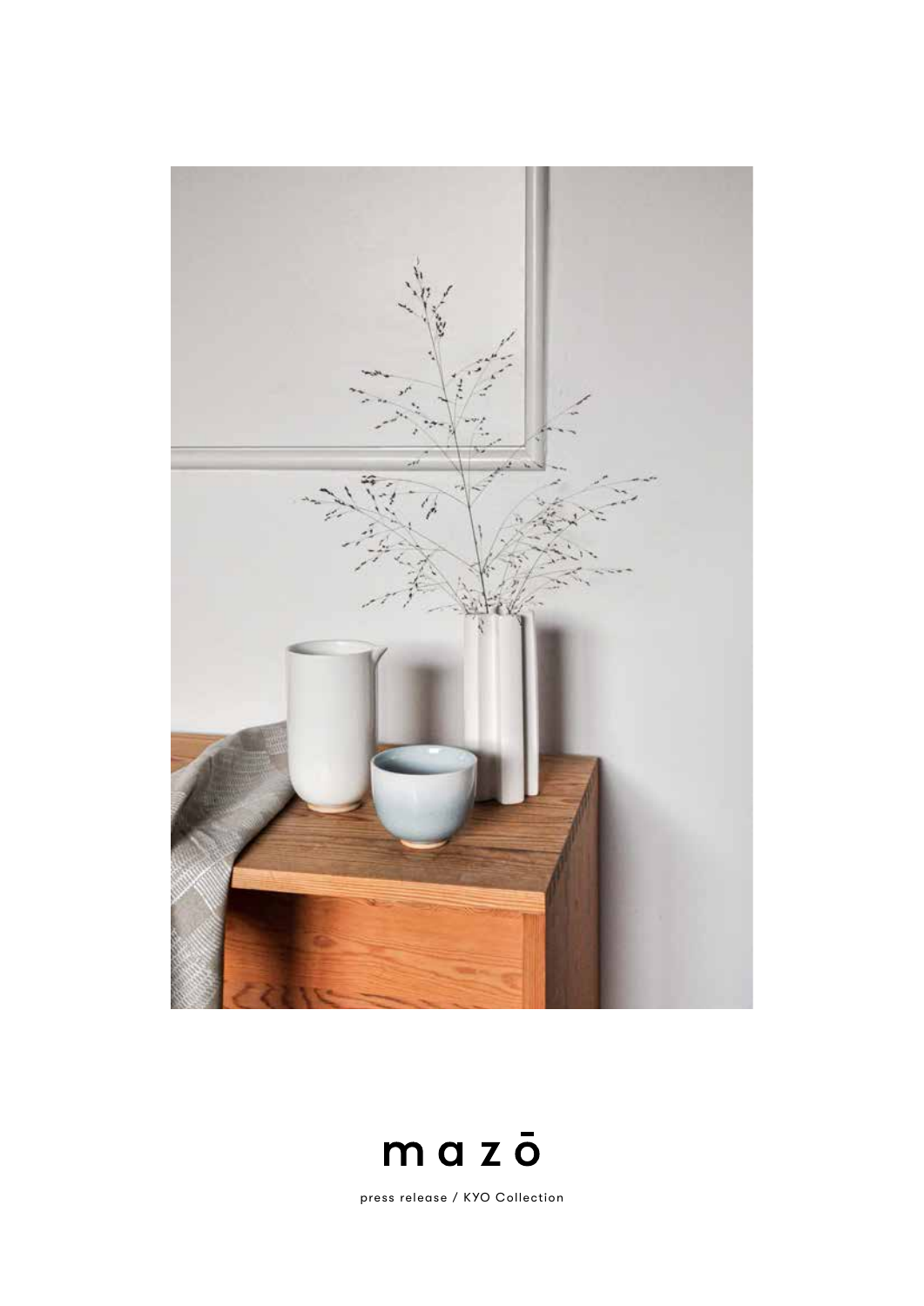# mazō

press release / KYO Collection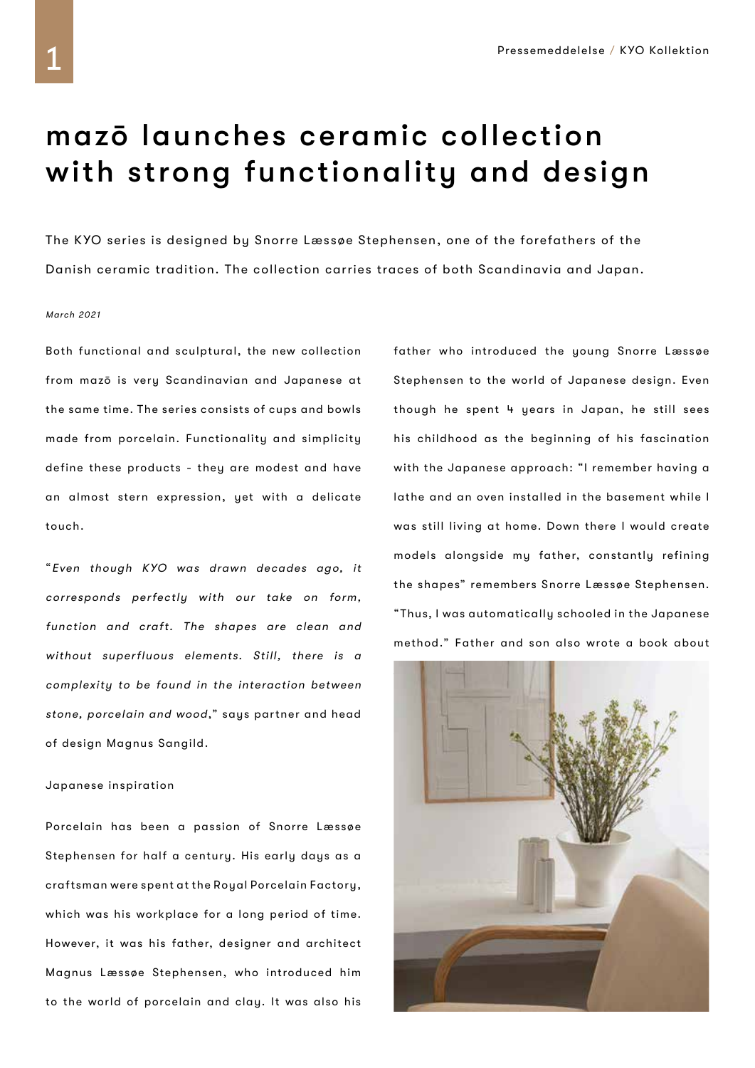# mazō launches ceramic collection with strong functionality and design

The KYO series is designed by Snorre Læssøe Stephensen, one of the forefathers of the Danish ceramic tradition. The collection carries traces of both Scandinavia and Japan.

*March 2021*

Both functional and sculptural, the new collection from mazō is very Scandinavian and Japanese at the same time. The series consists of cups and bowls made from porcelain. Functionality and simplicity define these products - they are modest and have an almost stern expression, yet with a delicate touch.

"*Even though KYO was drawn decades ago, it corresponds perfectly with our take on form, function and craft. The shapes are clean and without superfluous elements. Still, there is a complexity to be found in the interaction between stone, porcelain and wood*," says partner and head of design Magnus Sangild.

## Japanese inspiration

Porcelain has been a passion of Snorre Læssøe Stephensen for half a century. His early days as a craftsman were spent at the Royal Porcelain Factory, which was his workplace for a long period of time. However, it was his father, designer and architect Magnus Læssøe Stephensen, who introduced him to the world of porcelain and clay. It was also his father who introduced the young Snorre Læssøe Stephensen to the world of Japanese design. Even though he spent 4 years in Japan, he still sees his childhood as the beginning of his fascination with the Japanese approach: "I remember having a lathe and an oven installed in the basement while I was still living at home. Down there I would create models alongside my father, constantly refining the shapes" remembers Snorre Læssøe Stephensen. "Thus, I was automatically schooled in the Japanese method." Father and son also wrote a book about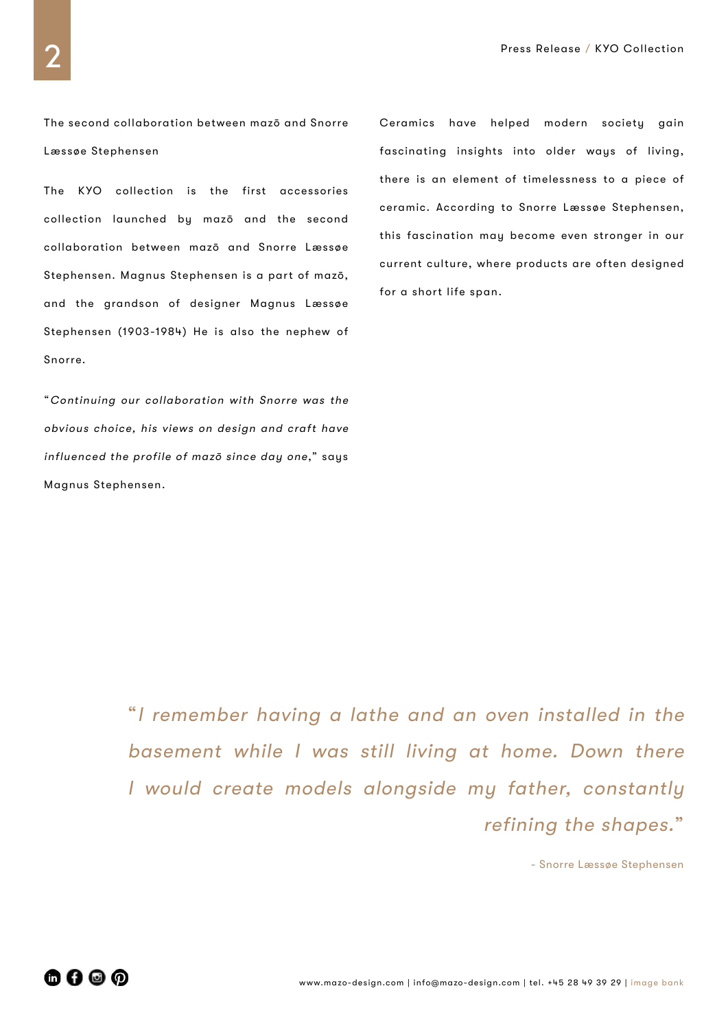The second collaboration between mazō and Snorre Læssøe Stephensen

The KYO collection is the first accessories collection launched by mazō and the second collaboration between mazō and Snorre Læssøe Stephensen. Magnus Stephensen is a part of mazō, and the grandson of designer Magnus Læssøe Stephensen (1903-1984) He is also the nephew of Snorre.

"*Continuing our collaboration with Snorre was the obvious choice, his views on design and craft have influenced the profile of mazō since day one*," says Magnus Stephensen.

Ceramics have helped modern society gain fascinating insights into older ways of living, there is an element of timelessness to a piece of ceramic. According to Snorre Læssøe Stephensen, this fascination may become even stronger in our current culture, where products are often designed for a short life span.

> *"I remember having a lathe and an oven installed in the basement while I was still living at home. Down there I would create models alongside my father, constantly refining the shapes."*
>
> \- Snorre Læssøe Stephensen

www.mazo-design.com | info@mazo-design.com | tel. +45 28 49 39 29 | image bank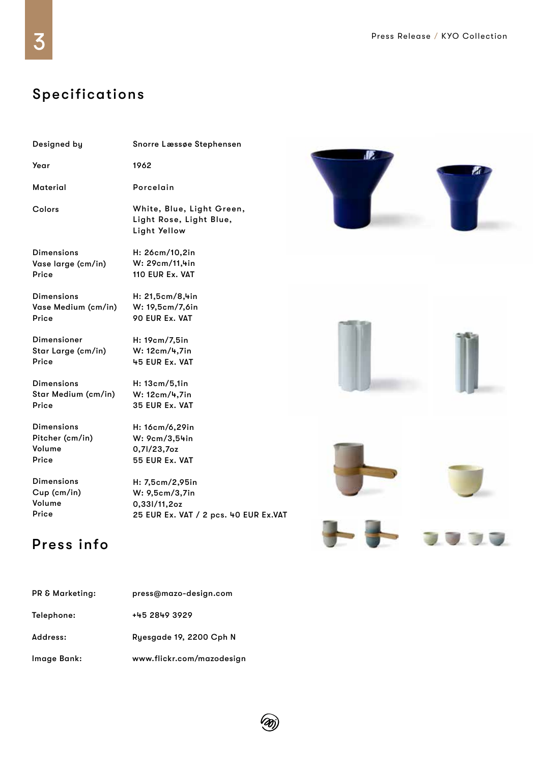## Specifications

| | |
|---|---|
| Designed by | Snorre Læssøe Stephensen |
| Year | 1962 |
| Material | Porcelain |
| Colors | White, Blue, Light Green, Light Rose, Light Blue, Light Yellow |
| Dimensions Vase large (cm/in) Price | H: 26cm/10,2in W: 29cm/11,4in 110 EUR Ex. VAT |
| Dimensions Vase Medium (cm/in) Price | H: 21,5cm/8,4in W: 19,5cm/7,6in 90 EUR Ex. VAT |
| Dimensioner Star Large (cm/in) Price | H: 19cm/7,5in W: 12cm/4,7in 45 EUR Ex. VAT |
| Dimensions Star Medium (cm/in) Price | H: 13cm/5,1in W: 12cm/4,7in 35 EUR Ex. VAT |
| Dimensions Pitcher (cm/in) Volume Price | H: 16cm/6,29in W: 9cm/3,54in 0,7l/23,7oz 55 EUR Ex. VAT |
| Dimensions Cup (cm/in) Volume Price | H: 7,5cm/2,95in W: 9,5cm/3,7in 0,33l/11,2oz 25 EUR Ex. VAT / 2 pcs. 40 EUR Ex.VAT |

## Press info

| | |
|---|---|
| PR & Marketing: | press@mazo-design.com |
| Telephone: | +45 2849 3929 |
| Address: | Ryesgade 19, 2200 Cph N |
| Image Bank: | www.flickr.com/mazodesign |